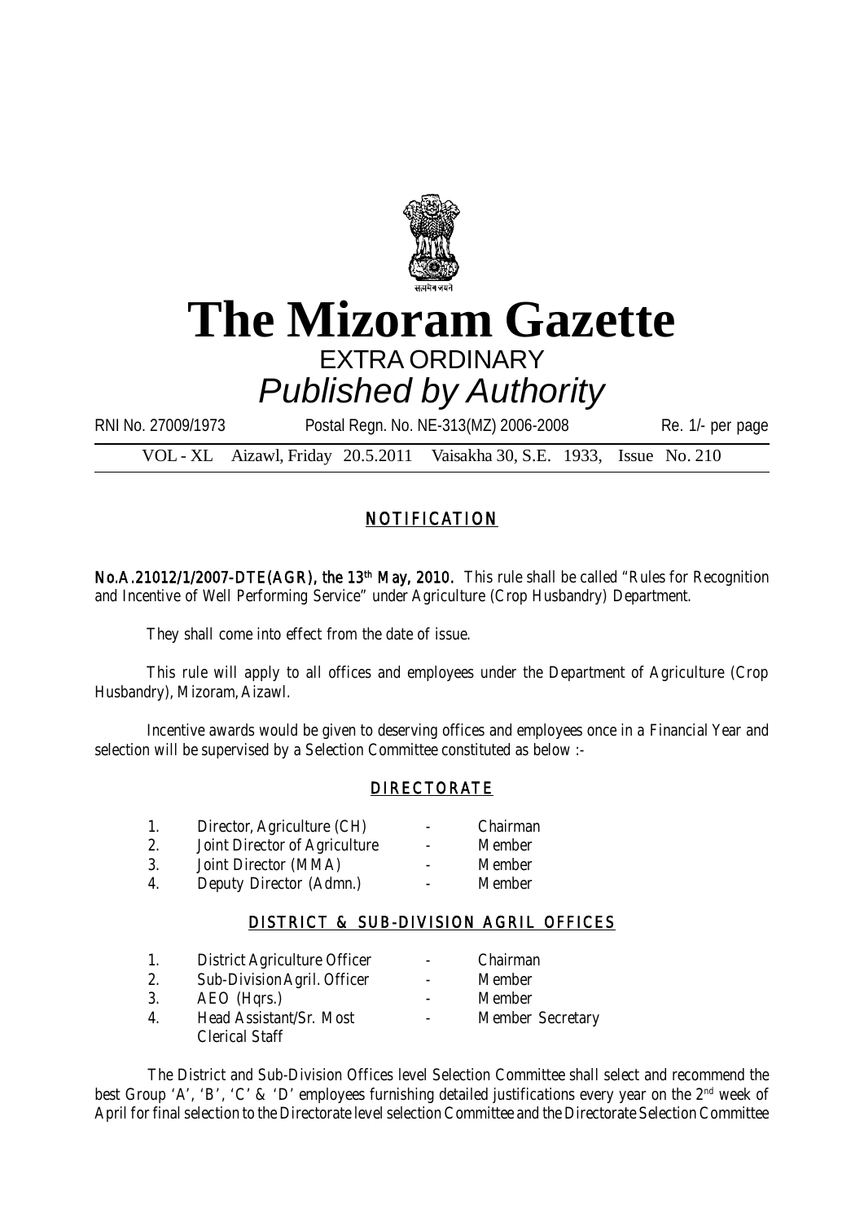# The Mizoram Gazette

EXTRA ORDINARY

*Published by Authority*

RNI No. 27009/1973 Postal Regn. No. NE-313(MZ) 2006-2008 Re. 1/- per page

VOL - XL Aizawl, Friday 20.5.2011 Vaisakha 30, S.E. 1933, Issue No. 210

## NOTIFICATION

**No.A.21012/1/2007-DTE(AGR), the 13th May, 2010.** This rule shall be called "Rules for Recognition and Incentive of Well Performing Service" under Agriculture (Crop Husbandry) Department.

They shall come into effect from the date of issue.

This rule will apply to all offices and employees under the Department of Agriculture (Crop Husbandry), Mizoram, Aizawl.

Incentive awards would be given to deserving offices and employees once in a Financial Year and selection will be supervised by a Selection Committee constituted as below :-

### DIRECTORATE

1. Director, Agriculture (CH) - Chairman
2. Joint Director of Agriculture - Member
3. Joint Director (MMA) - Member
4. Deputy Director (Admn.) - Member

### DISTRICT & SUB-DIVISION AGRIL OFFICES

1. District Agriculture Officer - Chairman
2. Sub-Division Agril. Officer - Member
3. AEO (Hqrs.) - Member
4. Head Assistant/Sr. Most Clerical Staff - Member Secretary

The District and Sub-Division Offices level Selection Committee shall select and recommend the best Group 'A', 'B', 'C' & 'D' employees furnishing detailed justifications every year on the 2nd week of April for final selection to the Directorate level selection Committee and the Directorate Selection Committee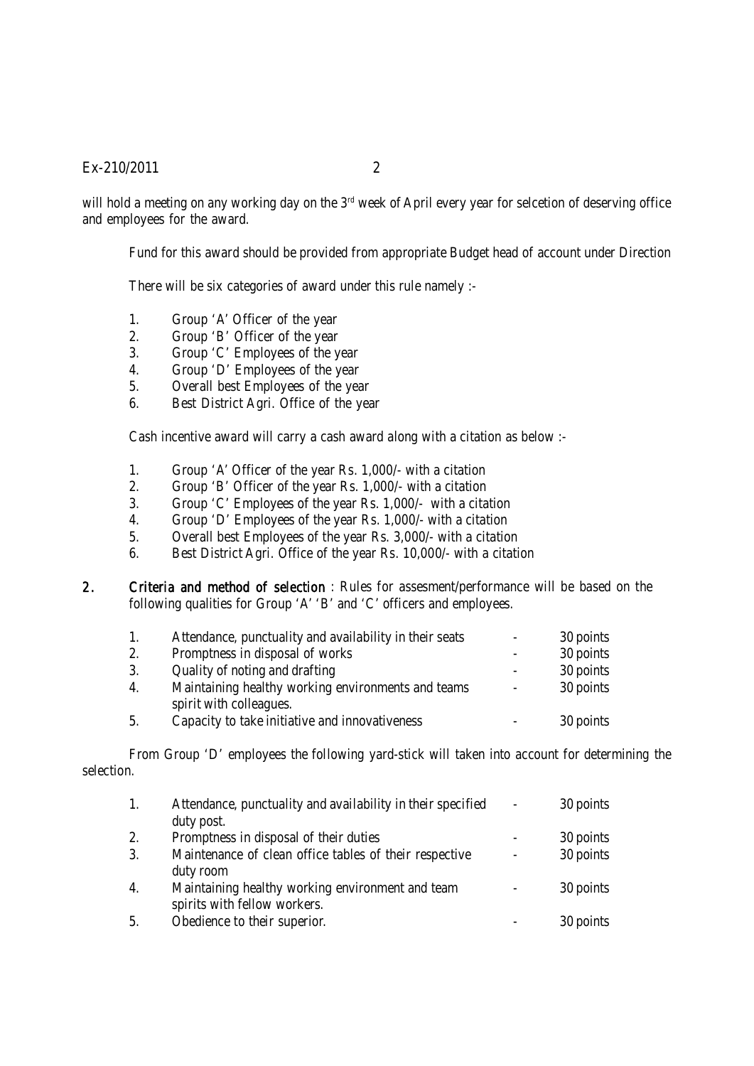will hold a meeting on any working day on the 3rd week of April every year for selcetion of deserving office and employees for the award.

Fund for this award should be provided from appropriate Budget head of account under Direction

There will be six categories of award under this rule namely :-

1. Group 'A' Officer of the year
2. Group 'B' Officer of the year
3. Group 'C' Employees of the year
4. Group 'D' Employees of the year
5. Overall best Employees of the year
6. Best District Agri. Office of the year

Cash incentive award will carry a cash award along with a citation as below :-

1. Group 'A' Officer of the year Rs. 1,000/- with a citation
2. Group 'B' Officer of the year Rs. 1,000/- with a citation
3. Group 'C' Employees of the year Rs. 1,000/- with a citation
4. Group 'D' Employees of the year Rs. 1,000/- with a citation
5. Overall best Employees of the year Rs. 3,000/- with a citation
6. Best District Agri. Office of the year Rs. 10,000/- with a citation

**2. Criteria and method of selection** : Rules for assesment/performance will be based on the following qualities for Group 'A' 'B' and 'C' officers and employees.

| | | | |
|---|---|---|---|
| 1. | Attendance, punctuality and availability in their seats | - | 30 points |
| 2. | Promptness in disposal of works | - | 30 points |
| 3. | Quality of noting and drafting | - | 30 points |
| 4. | Maintaining healthy working environments and teams spirit with colleagues. | - | 30 points |
| 5. | Capacity to take initiative and innovativeness | - | 30 points |

From Group 'D' employees the following yard-stick will taken into account for determining the selection.

| | | | |
|---|---|---|---|
| 1. | Attendance, punctuality and availability in their specified duty post. | - | 30 points |
| 2. | Promptness in disposal of their duties | - | 30 points |
| 3. | Maintenance of clean office tables of their respective duty room | - | 30 points |
| 4. | Maintaining healthy working environment and team spirits with fellow workers. | - | 30 points |
| 5. | Obedience to their superior. | - | 30 points |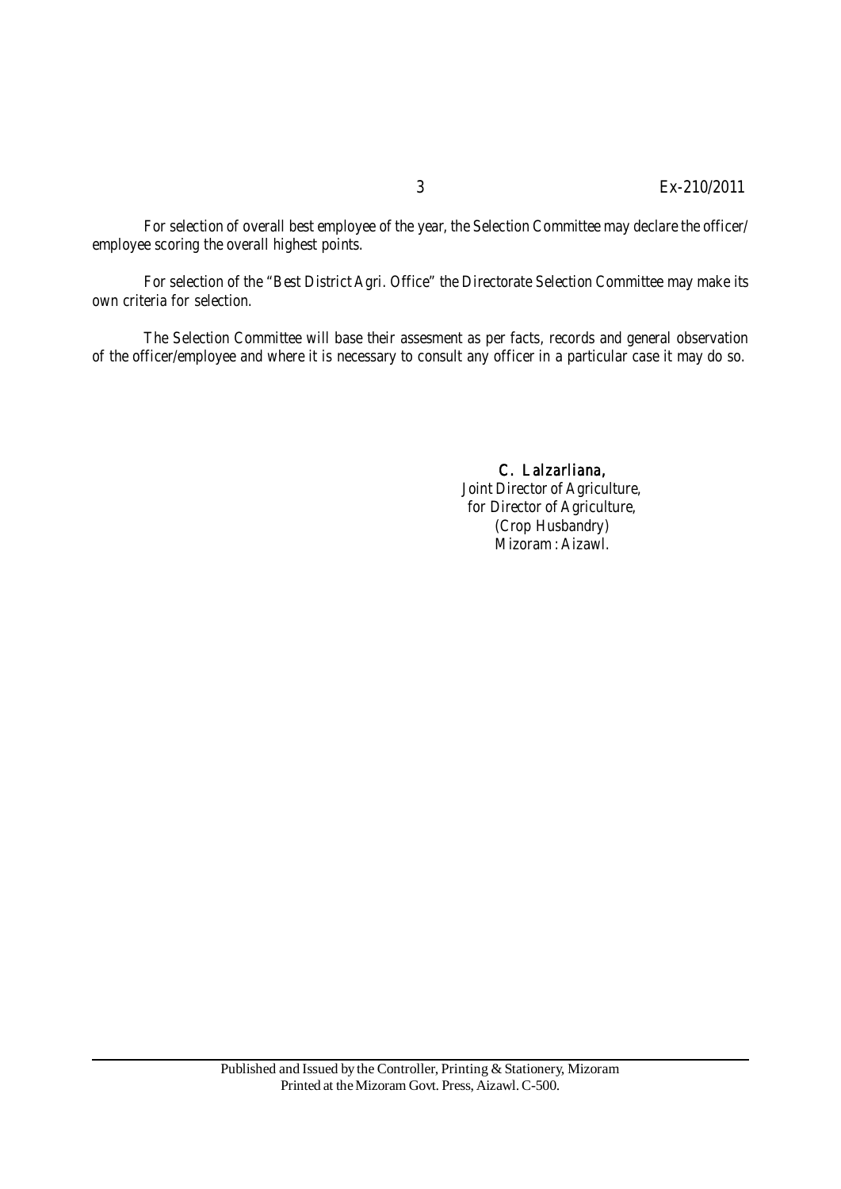For selection of overall best employee of the year, the Selection Committee may declare the officer/employee scoring the overall highest points.

For selection of the "Best District Agri. Office" the Directorate Selection Committee may make its own criteria for selection.

The Selection Committee will base their assesment as per facts, records and general observation of the officer/employee and where it is necessary to consult any officer in a particular case it may do so.

**C. Lalzarliana,**
Joint Director of Agriculture,
for Director of Agriculture,
(Crop Husbandry)
Mizoram : Aizawl.

Published and Issued by the Controller, Printing & Stationery, Mizoram
Printed at the Mizoram Govt. Press, Aizawl. C-500.